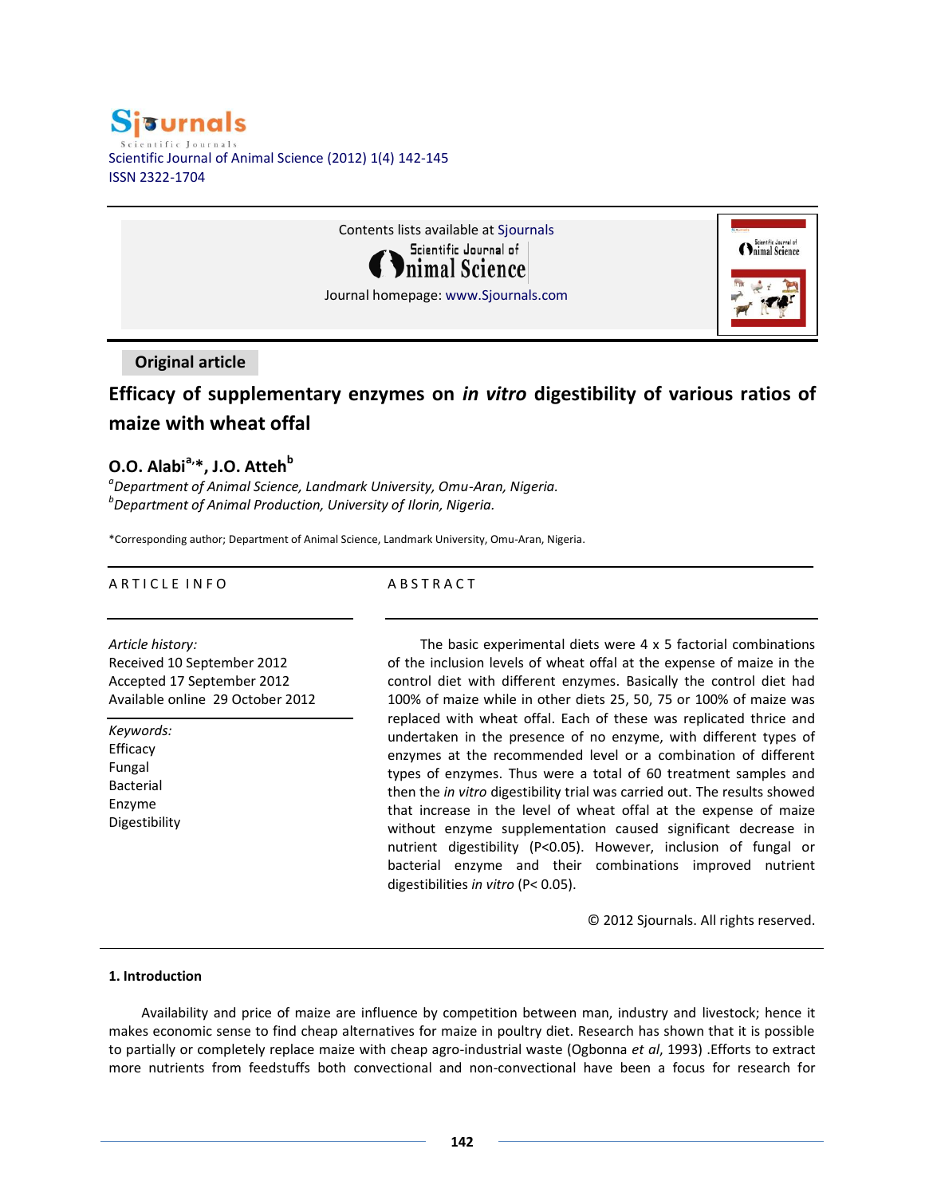Original article

# Efficacy of supplementary enzymes on *in vitro* digestibility of various ratios of maize with wheat offal

**O.O. Alabi[a,*], J.O. Atteh[b]**

[a] *Department of Animal Science, Landmark University, Omu-Aran, Nigeria.*
[b] *Department of Animal Production, University of Ilorin, Nigeria.*

*Corresponding author; Department of Animal Science, Landmark University, Omu-Aran, Nigeria.

## ARTICLE INFO

*Article history:*
Received 10 September 2012
Accepted 17 September 2012
Available online 29 October 2012

*Keywords:*
Efficacy
Fungal
Bacterial
Enzyme
Digestibility

## ABSTRACT

The basic experimental diets were 4 x 5 factorial combinations of the inclusion levels of wheat offal at the expense of maize in the control diet with different enzymes. Basically the control diet had 100% of maize while in other diets 25, 50, 75 or 100% of maize was replaced with wheat offal. Each of these was replicated thrice and undertaken in the presence of no enzyme, with different types of enzymes at the recommended level or a combination of different types of enzymes. Thus were a total of 60 treatment samples and then the *in vitro* digestibility trial was carried out. The results showed that increase in the level of wheat offal at the expense of maize without enzyme supplementation caused significant decrease in nutrient digestibility (P<0.05). However, inclusion of fungal or bacterial enzyme and their combinations improved nutrient digestibilities *in vitro* (P< 0.05).

© 2012 Sjournals. All rights reserved.

## 1. Introduction

Availability and price of maize are influence by competition between man, industry and livestock; hence it makes economic sense to find cheap alternatives for maize in poultry diet. Research has shown that it is possible to partially or completely replace maize with cheap agro-industrial waste (Ogbonna *et al*, 1993) .Efforts to extract more nutrients from feedstuffs both convectional and non-convectional have been a focus for research for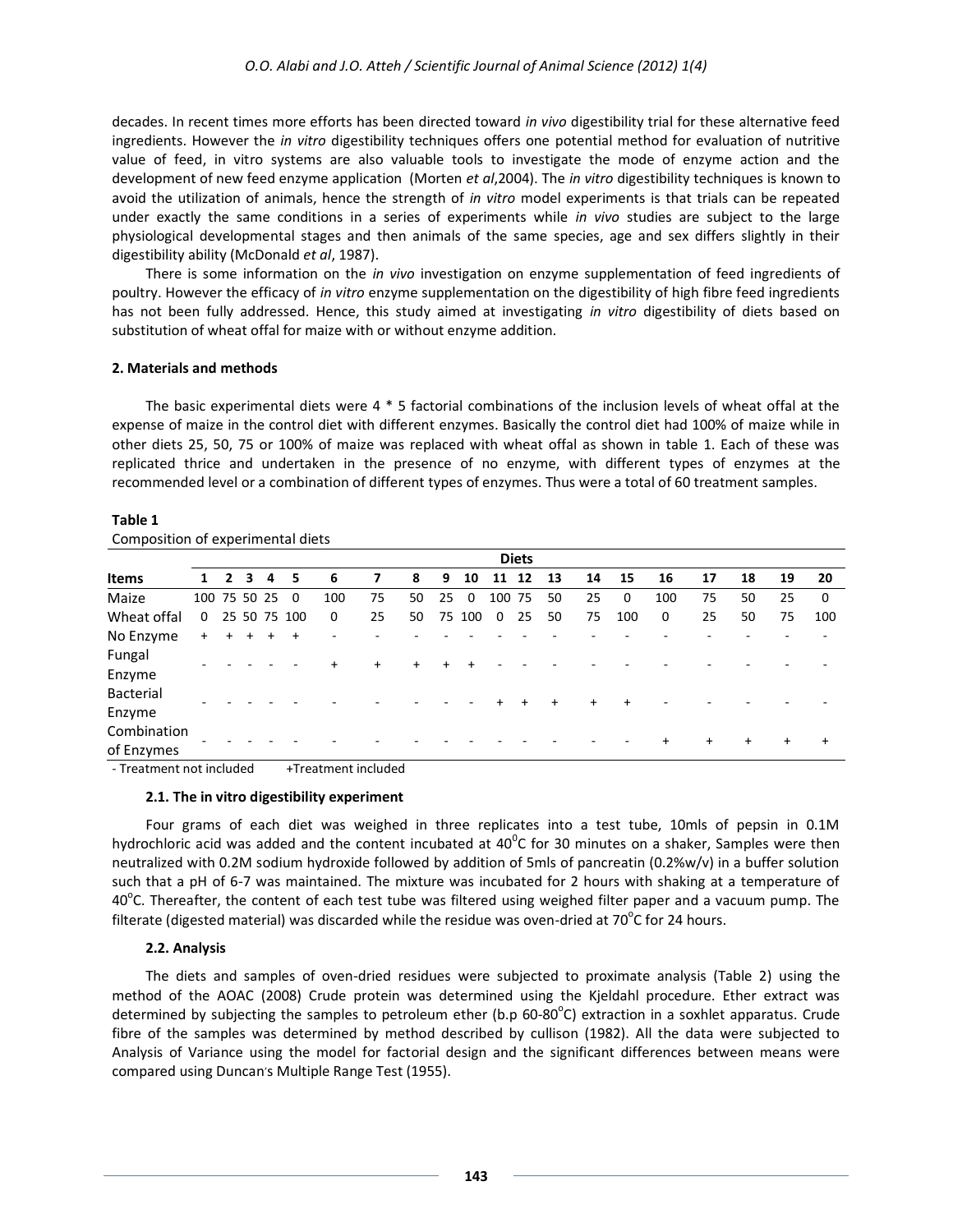decades. In recent times more efforts has been directed toward *in vivo* digestibility trial for these alternative feed ingredients. However the *in vitro* digestibility techniques offers one potential method for evaluation of nutritive value of feed, in vitro systems are also valuable tools to investigate the mode of enzyme action and the development of new feed enzyme application (Morten *et al*,2004). The *in vitro* digestibility techniques is known to avoid the utilization of animals, hence the strength of *in vitro* model experiments is that trials can be repeated under exactly the same conditions in a series of experiments while *in vivo* studies are subject to the large physiological developmental stages and then animals of the same species, age and sex differs slightly in their digestibility ability (McDonald *et al*, 1987).

There is some information on the *in vivo* investigation on enzyme supplementation of feed ingredients of poultry. However the efficacy of *in vitro* enzyme supplementation on the digestibility of high fibre feed ingredients has not been fully addressed. Hence, this study aimed at investigating *in vitro* digestibility of diets based on substitution of wheat offal for maize with or without enzyme addition.

## 2. Materials and methods

The basic experimental diets were 4 * 5 factorial combinations of the inclusion levels of wheat offal at the expense of maize in the control diet with different enzymes. Basically the control diet had 100% of maize while in other diets 25, 50, 75 or 100% of maize was replaced with wheat offal as shown in table 1. Each of these was replicated thrice and undertaken in the presence of no enzyme, with different types of enzymes at the recommended level or a combination of different types of enzymes. Thus were a total of 60 treatment samples.

**Table 1**
Composition of experimental diets

| | Diets | | | | | | | | | | | | | | | | | | | |
|---|---|---|---|---|---|---|---|---|---|---|---|---|---|---|---|---|---|---|---|---|
| **Items** | **1** | **2** | **3** | **4** | **5** | **6** | **7** | **8** | **9** | **10** | **11** | **12** | **13** | **14** | **15** | **16** | **17** | **18** | **19** | **20** |
| Maize | 100 | 75 | 50 | 25 | 0 | 100 | 75 | 50 | 25 | 0 | 100 | 75 | 50 | 25 | 0 | 100 | 75 | 50 | 25 | 0 |
| Wheat offal | 0 | 25 | 50 | 75 | 100 | 0 | 25 | 50 | 75 | 100 | 0 | 25 | 50 | 75 | 100 | 0 | 25 | 50 | 75 | 100 |
| No Enzyme | + | + | + | + | + | - | - | - | - | - | - | - | - | - | - | - | - | - | - | - |
| Fungal Enzyme | - | - | - | - | - | + | + | + | + | + | - | - | - | - | - | - | - | - | - | - |
| Bacterial Enzyme | - | - | - | - | - | - | - | - | - | - | + | + | + | + | + | - | - | - | - | - |
| Combination of Enzymes | - | - | - | - | - | - | - | - | - | - | - | - | - | - | - | + | + | + | + | + |

- Treatment not included +Treatment included

### 2.1. The in vitro digestibility experiment

Four grams of each diet was weighed in three replicates into a test tube, 10mls of pepsin in 0.1M hydrochloric acid was added and the content incubated at $40^{0}$C for 30 minutes on a shaker, Samples were then neutralized with 0.2M sodium hydroxide followed by addition of 5mls of pancreatin (0.2%w/v) in a buffer solution such that a pH of 6-7 was maintained. The mixture was incubated for 2 hours with shaking at a temperature of $40^{o}$C. Thereafter, the content of each test tube was filtered using weighed filter paper and a vacuum pump. The filterate (digested material) was discarded while the residue was oven-dried at $70^{o}$C for 24 hours.

### 2.2. Analysis

The diets and samples of oven-dried residues were subjected to proximate analysis (Table 2) using the method of the AOAC (2008) Crude protein was determined using the Kjeldahl procedure. Ether extract was determined by subjecting the samples to petroleum ether (b.p 60-80$^{o}$C) extraction in a soxhlet apparatus. Crude fibre of the samples was determined by method described by cullison (1982). All the data were subjected to Analysis of Variance using the model for factorial design and the significant differences between means were compared using Duncan's Multiple Range Test (1955).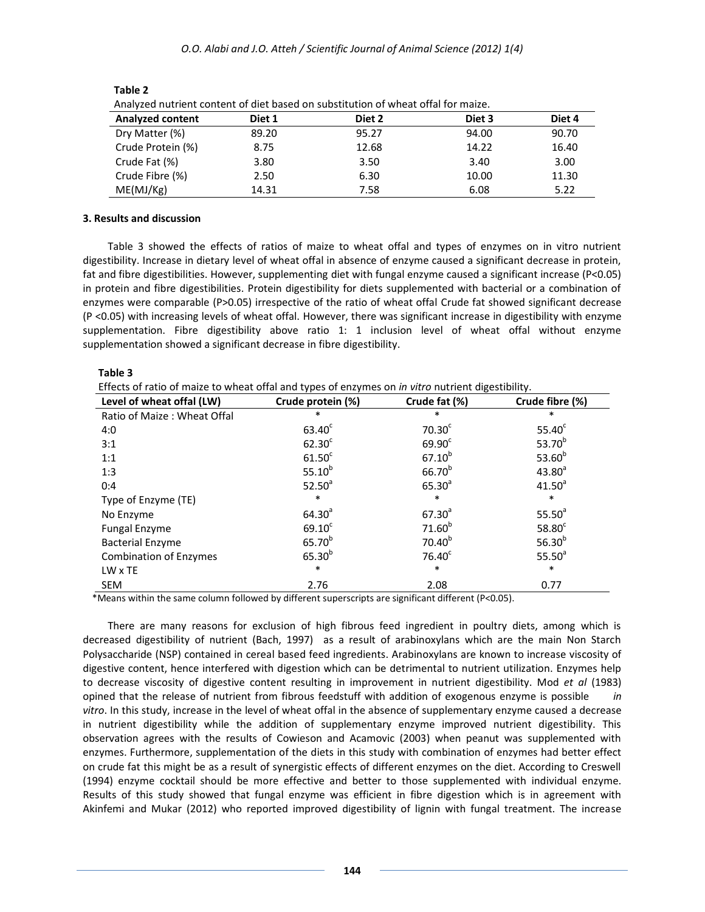**Table 2**

Analyzed nutrient content of diet based on substitution of wheat offal for maize.

| Analyzed content | Diet 1 | Diet 2 | Diet 3 | Diet 4 |
|---|---|---|---|---|
| Dry Matter (%) | 89.20 | 95.27 | 94.00 | 90.70 |
| Crude Protein (%) | 8.75 | 12.68 | 14.22 | 16.40 |
| Crude Fat (%) | 3.80 | 3.50 | 3.40 | 3.00 |
| Crude Fibre (%) | 2.50 | 6.30 | 10.00 | 11.30 |
| ME(MJ/Kg) | 14.31 | 7.58 | 6.08 | 5.22 |

## 3. Results and discussion

Table 3 showed the effects of ratios of maize to wheat offal and types of enzymes on in vitro nutrient digestibility. Increase in dietary level of wheat offal in absence of enzyme caused a significant decrease in protein, fat and fibre digestibilities. However, supplementing diet with fungal enzyme caused a significant increase (P<0.05) in protein and fibre digestibilities. Protein digestibility for diets supplemented with bacterial or a combination of enzymes were comparable (P>0.05) irrespective of the ratio of wheat offal Crude fat showed significant decrease (P <0.05) with increasing levels of wheat offal. However, there was significant increase in digestibility with enzyme supplementation. Fibre digestibility above ratio 1: 1 inclusion level of wheat offal without enzyme supplementation showed a significant decrease in fibre digestibility.

**Table 3**

Effects of ratio of maize to wheat offal and types of enzymes on *in vitro* nutrient digestibility.

| Level of wheat offal (LW) | Crude protein (%) | Crude fat (%) | Crude fibre (%) |
|---|---|---|---|
| Ratio of Maize : Wheat Offal | * | * | * |
| 4:0 | $63.40^{c}$ | $70.30^{c}$ | $55.40^{c}$ |
| 3:1 | $62.30^{c}$ | $69.90^{c}$ | $53.70^{b}$ |
| 1:1 | $61.50^{c}$ | $67.10^{b}$ | $53.60^{b}$ |
| 1:3 | $55.10^{b}$ | $66.70^{b}$ | $43.80^{a}$ |
| 0:4 | $52.50^{a}$ | $65.30^{a}$ | $41.50^{a}$ |
| Type of Enzyme (TE) | * | * | * |
| No Enzyme | $64.30^{a}$ | $67.30^{a}$ | $55.50^{a}$ |
| Fungal Enzyme | $69.10^{c}$ | $71.60^{b}$ | $58.80^{c}$ |
| Bacterial Enzyme | $65.70^{b}$ | $70.40^{b}$ | $56.30^{b}$ |
| Combination of Enzymes | $65.30^{b}$ | $76.40^{c}$ | $55.50^{a}$ |
| LW x TE | * | * | * |
| SEM | 2.76 | 2.08 | 0.77 |

*Means within the same column followed by different superscripts are significant different (P<0.05).

There are many reasons for exclusion of high fibrous feed ingredient in poultry diets, among which is decreased digestibility of nutrient (Bach, 1997) as a result of arabinoxylans which are the main Non Starch Polysaccharide (NSP) contained in cereal based feed ingredients. Arabinoxylans are known to increase viscosity of digestive content, hence interfered with digestion which can be detrimental to nutrient utilization. Enzymes help to decrease viscosity of digestive content resulting in improvement in nutrient digestibility. Mod *et al* (1983) opined that the release of nutrient from fibrous feedstuff with addition of exogenous enzyme is possible *in vitro*. In this study, increase in the level of wheat offal in the absence of supplementary enzyme caused a decrease in nutrient digestibility while the addition of supplementary enzyme improved nutrient digestibility. This observation agrees with the results of Cowieson and Acamovic (2003) when peanut was supplemented with enzymes. Furthermore, supplementation of the diets in this study with combination of enzymes had better effect on crude fat this might be as a result of synergistic effects of different enzymes on the diet. According to Creswell (1994) enzyme cocktail should be more effective and better to those supplemented with individual enzyme. Results of this study showed that fungal enzyme was efficient in fibre digestion which is in agreement with Akinfemi and Mukar (2012) who reported improved digestibility of lignin with fungal treatment. The increase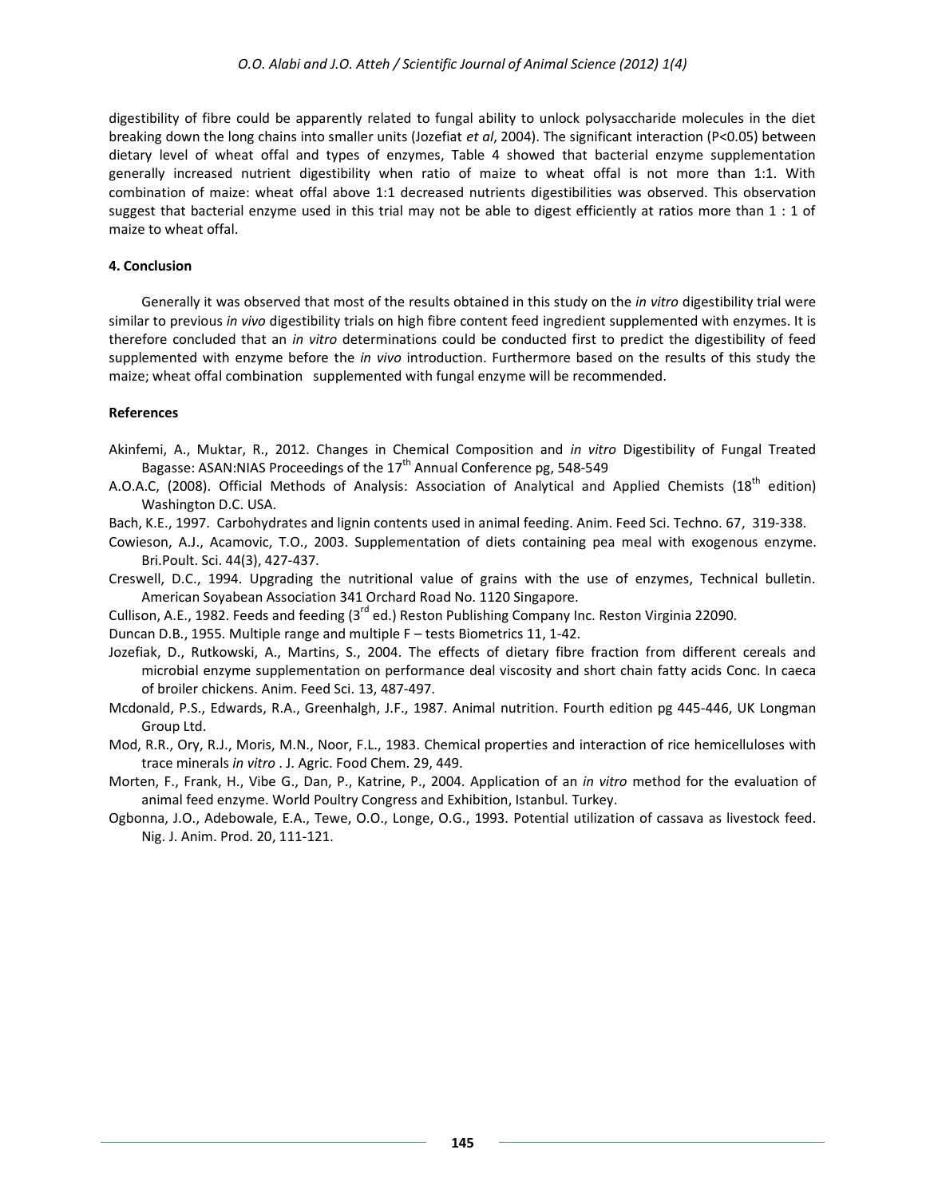digestibility of fibre could be apparently related to fungal ability to unlock polysaccharide molecules in the diet breaking down the long chains into smaller units (Jozefiat *et al*, 2004). The significant interaction ($P<0.05$) between dietary level of wheat offal and types of enzymes, Table 4 showed that bacterial enzyme supplementation generally increased nutrient digestibility when ratio of maize to wheat offal is not more than 1:1. With combination of maize: wheat offal above 1:1 decreased nutrients digestibilities was observed. This observation suggest that bacterial enzyme used in this trial may not be able to digest efficiently at ratios more than 1 : 1 of maize to wheat offal.

## 4. Conclusion

Generally it was observed that most of the results obtained in this study on the *in vitro* digestibility trial were similar to previous *in vivo* digestibility trials on high fibre content feed ingredient supplemented with enzymes. It is therefore concluded that an *in vitro* determinations could be conducted first to predict the digestibility of feed supplemented with enzyme before the *in vivo* introduction. Furthermore based on the results of this study the maize; wheat offal combination supplemented with fungal enzyme will be recommended.

## References

Akinfemi, A., Muktar, R., 2012. Changes in Chemical Composition and *in vitro* Digestibility of Fungal Treated Bagasse: ASAN:NIAS Proceedings of the 17th Annual Conference pg, 548-549

A.O.A.C, (2008). Official Methods of Analysis: Association of Analytical and Applied Chemists (18th edition) Washington D.C. USA.

Bach, K.E., 1997. Carbohydrates and lignin contents used in animal feeding. Anim. Feed Sci. Techno. 67, 319-338.

Cowieson, A.J., Acamovic, T.O., 2003. Supplementation of diets containing pea meal with exogenous enzyme. Bri.Poult. Sci. 44(3), 427-437.

Creswell, D.C., 1994. Upgrading the nutritional value of grains with the use of enzymes, Technical bulletin. American Soyabean Association 341 Orchard Road No. 1120 Singapore.

Cullison, A.E., 1982. Feeds and feeding (3rd ed.) Reston Publishing Company Inc. Reston Virginia 22090.

Duncan D.B., 1955. Multiple range and multiple F – tests Biometrics 11, 1-42.

Jozefiak, D., Rutkowski, A., Martins, S., 2004. The effects of dietary fibre fraction from different cereals and microbial enzyme supplementation on performance deal viscosity and short chain fatty acids Conc. In caeca of broiler chickens. Anim. Feed Sci. 13, 487-497.

Mcdonald, P.S., Edwards, R.A., Greenhalgh, J.F., 1987. Animal nutrition. Fourth edition pg 445-446, UK Longman Group Ltd.

Mod, R.R., Ory, R.J., Moris, M.N., Noor, F.L., 1983. Chemical properties and interaction of rice hemicelluloses with trace minerals *in vitro* . J. Agric. Food Chem. 29, 449.

Morten, F., Frank, H., Vibe G., Dan, P., Katrine, P., 2004. Application of an *in vitro* method for the evaluation of animal feed enzyme. World Poultry Congress and Exhibition, Istanbul. Turkey.

Ogbonna, J.O., Adebowale, E.A., Tewe, O.O., Longe, O.G., 1993. Potential utilization of cassava as livestock feed. Nig. J. Anim. Prod. 20, 111-121.